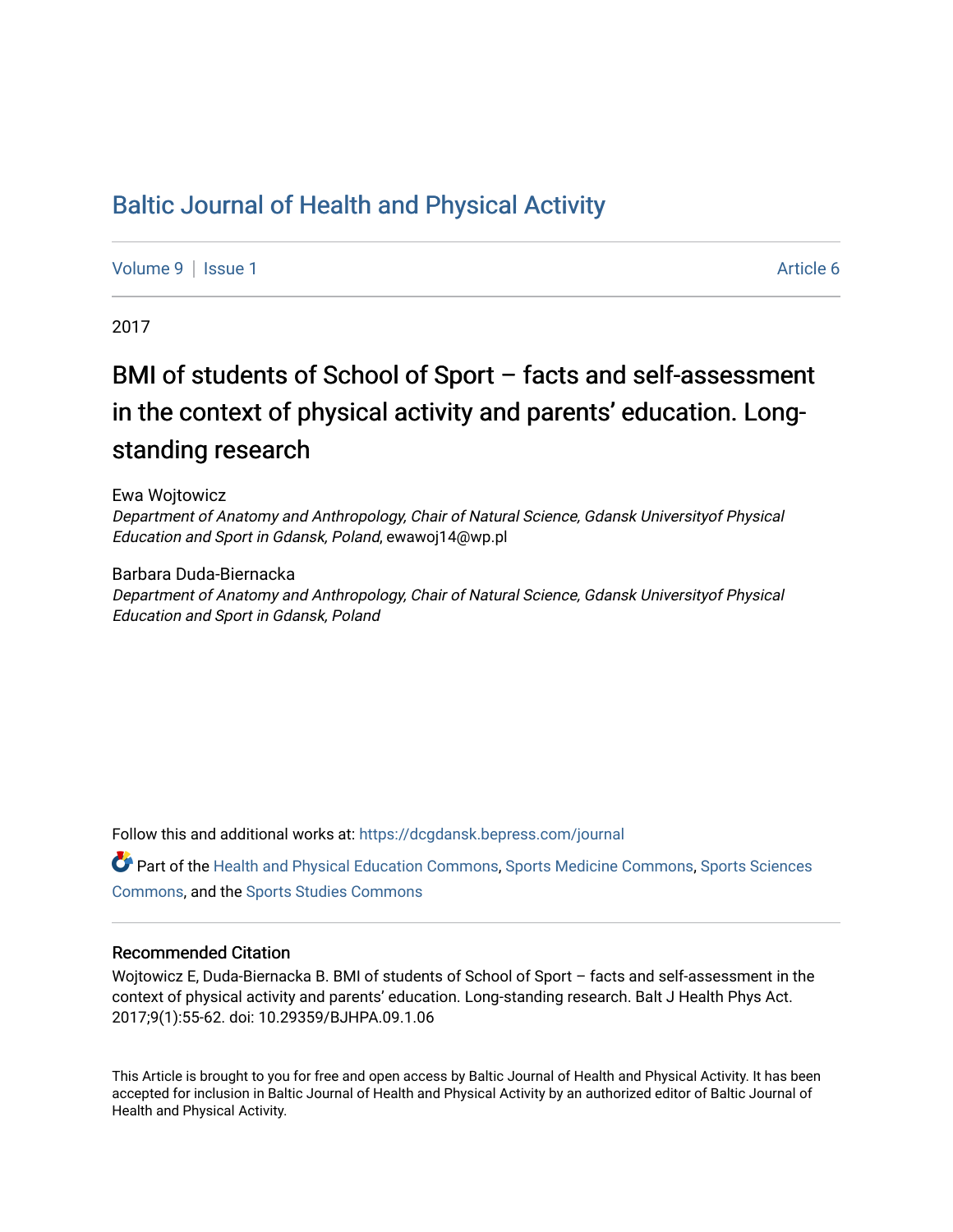# Baltic Journal of Health and Physical Activity

Volume 9 | Issue 1 Article 6

2017

## BMI of students of School of Sport – facts and self-assessment in the context of physical activity and parents' education. Long-standing research

Ewa Wojtowicz
*Department of Anatomy and Anthropology, Chair of Natural Science, Gdansk Universityof Physical Education and Sport in Gdansk, Poland*, ewawoj14@wp.pl

Barbara Duda-Biernacka
*Department of Anatomy and Anthropology, Chair of Natural Science, Gdansk Universityof Physical Education and Sport in Gdansk, Poland*

Follow this and additional works at: https://dcgdansk.bepress.com/journal

Part of the Health and Physical Education Commons, Sports Medicine Commons, Sports Sciences Commons, and the Sports Studies Commons

### Recommended Citation

Wojtowicz E, Duda-Biernacka B. BMI of students of School of Sport – facts and self-assessment in the context of physical activity and parents' education. Long-standing research. Balt J Health Phys Act. 2017;9(1):55-62. doi: 10.29359/BJHPA.09.1.06

This Article is brought to you for free and open access by Baltic Journal of Health and Physical Activity. It has been accepted for inclusion in Baltic Journal of Health and Physical Activity by an authorized editor of Baltic Journal of Health and Physical Activity.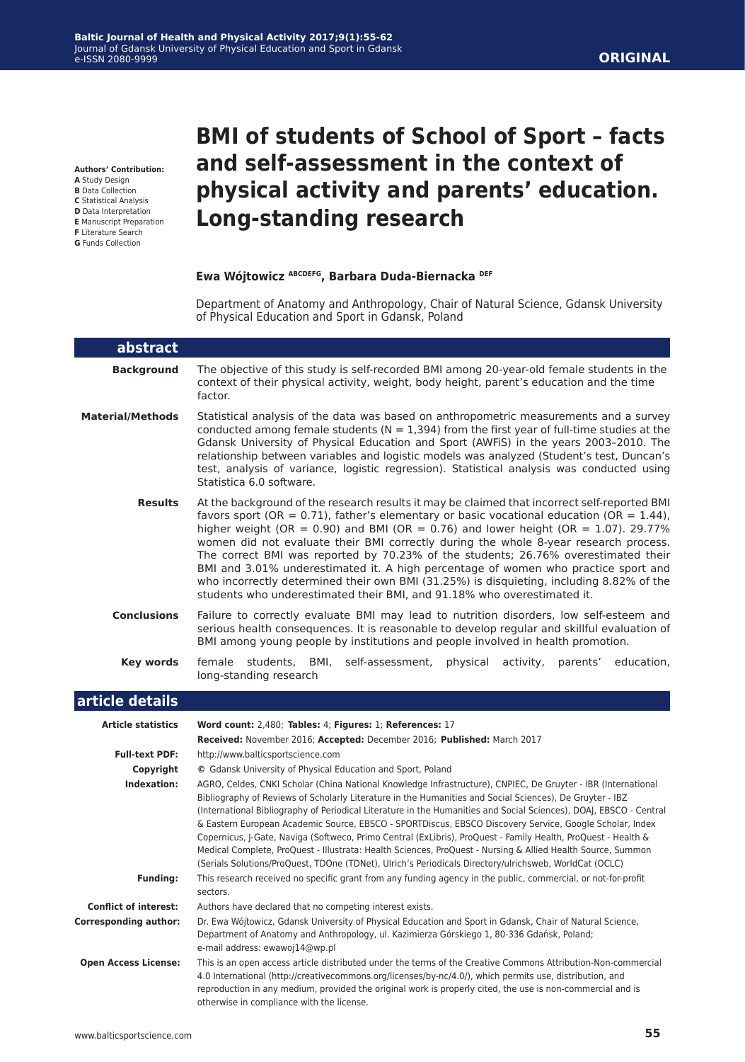**ORIGINAL**

# BMI of students of School of Sport – facts and self-assessment in the context of physical activity and parents' education. Long-standing research

**Authors' Contribution:**
**A** Study Design
**B** Data Collection
**C** Statistical Analysis
**D** Data Interpretation
**E** Manuscript Preparation
**F** Literature Search
**G** Funds Collection

**Ewa Wójtowicz** [ABCDEFG], **Barbara Duda-Biernacka** [DEF]

Department of Anatomy and Anthropology, Chair of Natural Science, Gdansk University of Physical Education and Sport in Gdansk, Poland

## abstract

**Background**

The objective of this study is self-recorded BMI among 20-year-old female students in the context of their physical activity, weight, body height, parent's education and the time factor.

**Material/Methods**

Statistical analysis of the data was based on anthropometric measurements and a survey conducted among female students (N = 1,394) from the first year of full-time studies at the Gdansk University of Physical Education and Sport (AWFiS) in the years 2003–2010. The relationship between variables and logistic models was analyzed (Student's test, Duncan's test, analysis of variance, logistic regression). Statistical analysis was conducted using Statistica 6.0 software.

**Results**

At the background of the research results it may be claimed that incorrect self-reported BMI favors sport (OR = 0.71), father's elementary or basic vocational education (OR = 1.44), higher weight (OR = 0.90) and BMI (OR = 0.76) and lower height (OR = 1.07). 29.77% women did not evaluate their BMI correctly during the whole 8-year research process. The correct BMI was reported by 70.23% of the students; 26.76% overestimated their BMI and 3.01% underestimated it. A high percentage of women who practice sport and who incorrectly determined their own BMI (31.25%) is disquieting, including 8.82% of the students who underestimated their BMI, and 91.18% who overestimated it.

**Conclusions**

Failure to correctly evaluate BMI may lead to nutrition disorders, low self-esteem and serious health consequences. It is reasonable to develop regular and skillful evaluation of BMI among young people by institutions and people involved in health promotion.

**Key words**

female students, BMI, self-assessment, physical activity, parents' education, long-standing research

## article details

**Article statistics:** **Word count:** 2,480; **Tables:** 4; **Figures:** 1; **References:** 17
**Received:** November 2016; **Accepted:** December 2016; **Published:** March 2017

**Full-text PDF:** http://www.balticsportscience.com

**Copyright:** © Gdansk University of Physical Education and Sport, Poland

**Indexation:** AGRO, Celdes, CNKI Scholar (China National Knowledge Infrastructure), CNPIEC, De Gruyter - IBR (International Bibliography of Reviews of Scholarly Literature in the Humanities and Social Sciences), De Gruyter - IBZ (International Bibliography of Periodical Literature in the Humanities and Social Sciences), DOAJ, EBSCO - Central & Eastern European Academic Source, EBSCO - SPORTDiscus, EBSCO Discovery Service, Google Scholar, Index Copernicus, J-Gate, Naviga (Softweco, Primo Central (ExLibris), ProQuest - Family Health, ProQuest - Health & Medical Complete, ProQuest - Illustrata: Health Sciences, ProQuest - Nursing & Allied Health Source, Summon (Serials Solutions/ProQuest, TDOne (TDNet), Ulrich's Periodicals Directory/ulrichsweb, WorldCat (OCLC)

**Funding:** This research received no specific grant from any funding agency in the public, commercial, or not-for-profit sectors.

**Conflict of interest:** Authors have declared that no competing interest exists.

**Corresponding author:** Dr. Ewa Wójtowicz, Gdansk University of Physical Education and Sport in Gdansk, Chair of Natural Science, Department of Anatomy and Anthropology, ul. Kazimierza Górskiego 1, 80-336 Gdańsk, Poland; e-mail address: ewawoj14@wp.pl

**Open Access License:** This is an open access article distributed under the terms of the Creative Commons Attribution-Non-commercial 4.0 International (http://creativecommons.org/licenses/by-nc/4.0/), which permits use, distribution, and reproduction in any medium, provided the original work is properly cited, the use is non-commercial and is otherwise in compliance with the license.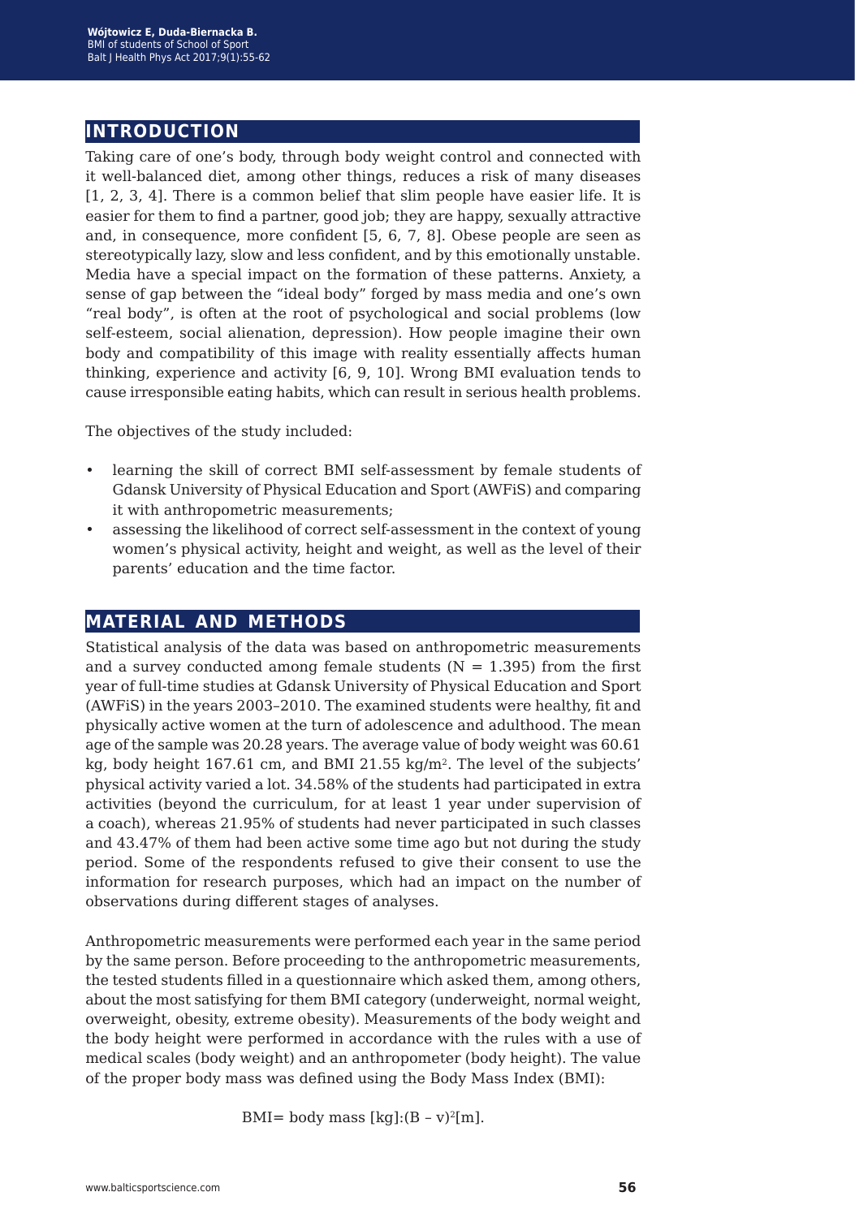## INTRODUCTION

Taking care of one's body, through body weight control and connected with it well-balanced diet, among other things, reduces a risk of many diseases [1, 2, 3, 4]. There is a common belief that slim people have easier life. It is easier for them to find a partner, good job; they are happy, sexually attractive and, in consequence, more confident [5, 6, 7, 8]. Obese people are seen as stereotypically lazy, slow and less confident, and by this emotionally unstable. Media have a special impact on the formation of these patterns. Anxiety, a sense of gap between the "ideal body" forged by mass media and one's own "real body", is often at the root of psychological and social problems (low self-esteem, social alienation, depression). How people imagine their own body and compatibility of this image with reality essentially affects human thinking, experience and activity [6, 9, 10]. Wrong BMI evaluation tends to cause irresponsible eating habits, which can result in serious health problems.

The objectives of the study included:

- learning the skill of correct BMI self-assessment by female students of Gdansk University of Physical Education and Sport (AWFiS) and comparing it with anthropometric measurements;
- assessing the likelihood of correct self-assessment in the context of young women's physical activity, height and weight, as well as the level of their parents' education and the time factor.

## MATERIAL AND METHODS

Statistical analysis of the data was based on anthropometric measurements and a survey conducted among female students (N = 1.395) from the first year of full-time studies at Gdansk University of Physical Education and Sport (AWFiS) in the years 2003–2010. The examined students were healthy, fit and physically active women at the turn of adolescence and adulthood. The mean age of the sample was 20.28 years. The average value of body weight was 60.61 kg, body height 167.61 cm, and BMI 21.55 kg/m$^2$. The level of the subjects' physical activity varied a lot. 34.58% of the students had participated in extra activities (beyond the curriculum, for at least 1 year under supervision of a coach), whereas 21.95% of students had never participated in such classes and 43.47% of them had been active some time ago but not during the study period. Some of the respondents refused to give their consent to use the information for research purposes, which had an impact on the number of observations during different stages of analyses.

Anthropometric measurements were performed each year in the same period by the same person. Before proceeding to the anthropometric measurements, the tested students filled in a questionnaire which asked them, among others, about the most satisfying for them BMI category (underweight, normal weight, overweight, obesity, extreme obesity). Measurements of the body weight and the body height were performed in accordance with the rules with a use of medical scales (body weight) and an anthropometer (body height). The value of the proper body mass was defined using the Body Mass Index (BMI):

$$\text{BMI} = \text{body mass [kg]} : (B - v)^2 \text{[m]}.$$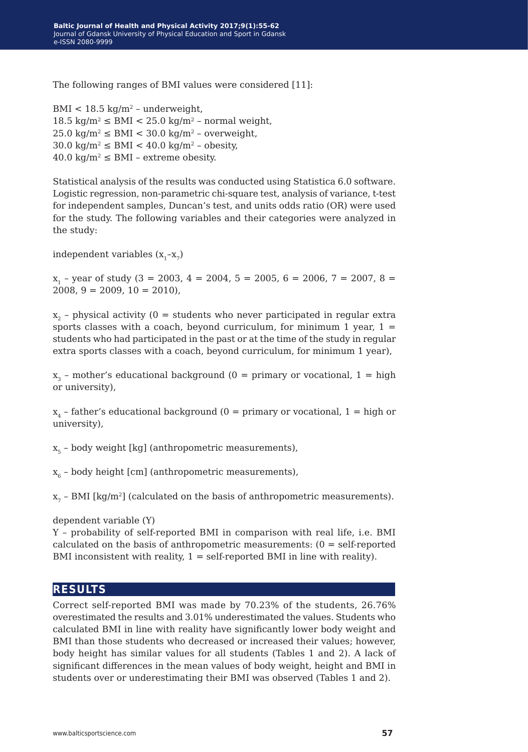The following ranges of BMI values were considered [11]:

BMI < 18.5 kg/m$^2$ – underweight,
18.5 kg/m$^2$ ≤ BMI < 25.0 kg/m$^2$ – normal weight,
25.0 kg/m$^2$ ≤ BMI < 30.0 kg/m$^2$ – overweight,
30.0 kg/m$^2$ ≤ BMI < 40.0 kg/m$^2$ – obesity,
40.0 kg/m$^2$ ≤ BMI – extreme obesity.

Statistical analysis of the results was conducted using Statistica 6.0 software. Logistic regression, non-parametric chi-square test, analysis of variance, t-test for independent samples, Duncan's test, and units odds ratio (OR) were used for the study. The following variables and their categories were analyzed in the study:

independent variables ($x_1$–$x_7$)

$x_1$ – year of study (3 = 2003, 4 = 2004, 5 = 2005, 6 = 2006, 7 = 2007, 8 = 2008, 9 = 2009, 10 = 2010),

$x_2$ – physical activity (0 = students who never participated in regular extra sports classes with a coach, beyond curriculum, for minimum 1 year, 1 = students who had participated in the past or at the time of the study in regular extra sports classes with a coach, beyond curriculum, for minimum 1 year),

$x_3$ – mother's educational background (0 = primary or vocational, 1 = high or university),

$x_4$ – father's educational background (0 = primary or vocational, 1 = high or university),

$x_5$ – body weight [kg] (anthropometric measurements),

$x_6$ – body height [cm] (anthropometric measurements),

$x_7$ – BMI [kg/m$^2$] (calculated on the basis of anthropometric measurements).

dependent variable (Y)
Y – probability of self-reported BMI in comparison with real life, i.e. BMI calculated on the basis of anthropometric measurements: (0 = self-reported BMI inconsistent with reality, 1 = self-reported BMI in line with reality).

## RESULTS

Correct self-reported BMI was made by 70.23% of the students, 26.76% overestimated the results and 3.01% underestimated the values. Students who calculated BMI in line with reality have significantly lower body weight and BMI than those students who decreased or increased their values; however, body height has similar values for all students (Tables 1 and 2). A lack of significant differences in the mean values of body weight, height and BMI in students over or underestimating their BMI was observed (Tables 1 and 2).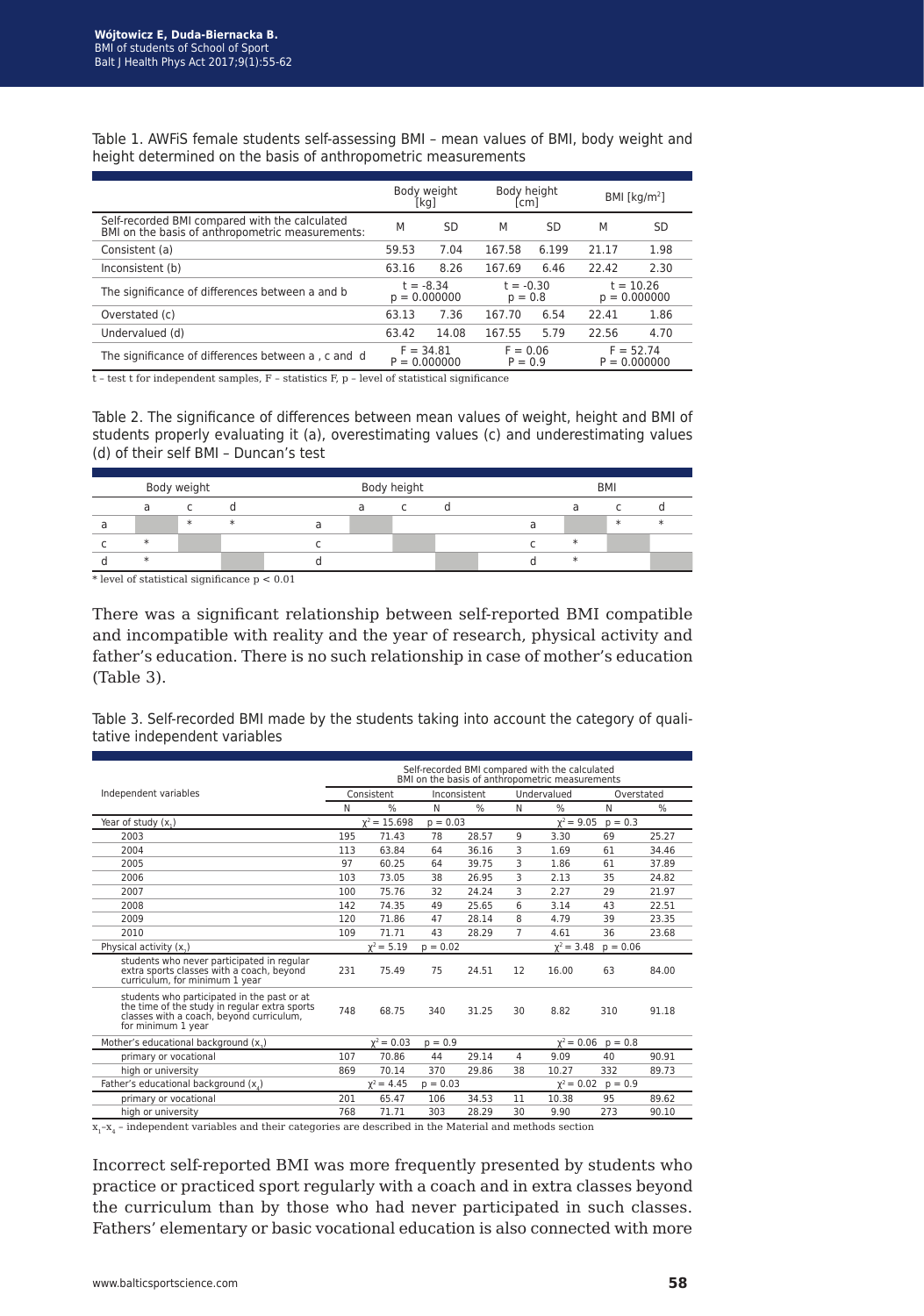Table 1. AWFiS female students self-assessing BMI – mean values of BMI, body weight and height determined on the basis of anthropometric measurements

| | Body weight [kg] | | Body height [cm] | | BMI [kg/m$^2$] | |
|---|---|---|---|---|---|---|
| Self-recorded BMI compared with the calculated BMI on the basis of anthropometric measurements: | M | SD | M | SD | M | SD |
| Consistent (a) | 59.53 | 7.04 | 167.58 | 6.199 | 21.17 | 1.98 |
| Inconsistent (b) | 63.16 | 8.26 | 167.69 | 6.46 | 22.42 | 2.30 |
| The significance of differences between a and b | t = -8.34 p = 0.000000 | | t = -0.30 p = 0.8 | | t = 10.26 p = 0.000000 | |
| Overstated (c) | 63.13 | 7.36 | 167.70 | 6.54 | 22.41 | 1.86 |
| Undervalued (d) | 63.42 | 14.08 | 167.55 | 5.79 | 22.56 | 4.70 |
| The significance of differences between a , c and d | F = 34.81 P = 0.000000 | | F = 0.06 P = 0.9 | | F = 52.74 P = 0.000000 | |

t – test t for independent samples, F – statistics F, p – level of statistical significance

Table 2. The significance of differences between mean values of weight, height and BMI of students properly evaluating it (a), overestimating values (c) and underestimating values (d) of their self BMI – Duncan's test

| Body weight | | | | Body height | | | | BMI | | | |
|---|---|---|---|---|---|---|---|---|---|---|---|
| | a | c | d | | a | c | d | | a | c | d |
| a | | * | * | a | | | | a | | * | * |
| c | * | | | c | | | | c | * | | |
| d | * | | | d | | | | d | * | | |

\* level of statistical significance p < 0.01

There was a significant relationship between self-reported BMI compatible and incompatible with reality and the year of research, physical activity and father's education. There is no such relationship in case of mother's education (Table 3).

Table 3. Self-recorded BMI made by the students taking into account the category of qualitative independent variables

| Independent variables | Self-recorded BMI compared with the calculated BMI on the basis of anthropometric measurements | | | | | | | |
|---|---|---|---|---|---|---|---|---|
| | Consistent | | Inconsistent | | Undervalued | | Overstated | |
| | N | % | N | % | N | % | N | % |
| Year of study ($x_1$) | $\chi^2 = 15.698$ | | $p = 0.03$ | | | $\chi^2 = 9.05$ | $p = 0.3$ | |
| 2003 | 195 | 71.43 | 78 | 28.57 | 9 | 3.30 | 69 | 25.27 |
| 2004 | 113 | 63.84 | 64 | 36.16 | 3 | 1.69 | 61 | 34.46 |
| 2005 | 97 | 60.25 | 64 | 39.75 | 3 | 1.86 | 61 | 37.89 |
| 2006 | 103 | 73.05 | 38 | 26.95 | 3 | 2.13 | 35 | 24.82 |
| 2007 | 100 | 75.76 | 32 | 24.24 | 3 | 2.27 | 29 | 21.97 |
| 2008 | 142 | 74.35 | 49 | 25.65 | 6 | 3.14 | 43 | 22.51 |
| 2009 | 120 | 71.86 | 47 | 28.14 | 8 | 4.79 | 39 | 23.35 |
| 2010 | 109 | 71.71 | 43 | 28.29 | 7 | 4.61 | 36 | 23.68 |
| Physical activity ($x_2$) | $\chi^2 = 5.19$ | | $p = 0.02$ | | | $\chi^2 = 3.48$ | $p = 0.06$ | |
| students who never participated in regular extra sports classes with a coach, beyond curriculum, for minimum 1 year | 231 | 75.49 | 75 | 24.51 | 12 | 16.00 | 63 | 84.00 |
| students who participated in the past or at the time of the study in regular extra sports classes with a coach, beyond curriculum, for minimum 1 year | 748 | 68.75 | 340 | 31.25 | 30 | 8.82 | 310 | 91.18 |
| Mother's educational background ($x_3$) | $\chi^2 = 0.03$ | | $p = 0.9$ | | | $\chi^2 = 0.06$ | $p = 0.8$ | |
| primary or vocational | 107 | 70.86 | 44 | 29.14 | 4 | 9.09 | 40 | 90.91 |
| high or university | 869 | 70.14 | 370 | 29.86 | 38 | 10.27 | 332 | 89.73 |
| Father's educational background ($x_4$) | $\chi^2 = 4.45$ | | $p = 0.03$ | | | $\chi^2 = 0.02$ | $p = 0.9$ | |
| primary or vocational | 201 | 65.47 | 106 | 34.53 | 11 | 10.38 | 95 | 89.62 |
| high or university | 768 | 71.71 | 303 | 28.29 | 30 | 9.90 | 273 | 90.10 |

$x_1$–$x_4$ – independent variables and their categories are described in the Material and methods section

Incorrect self-reported BMI was more frequently presented by students who practice or practiced sport regularly with a coach and in extra classes beyond the curriculum than by those who had never participated in such classes. Fathers' elementary or basic vocational education is also connected with more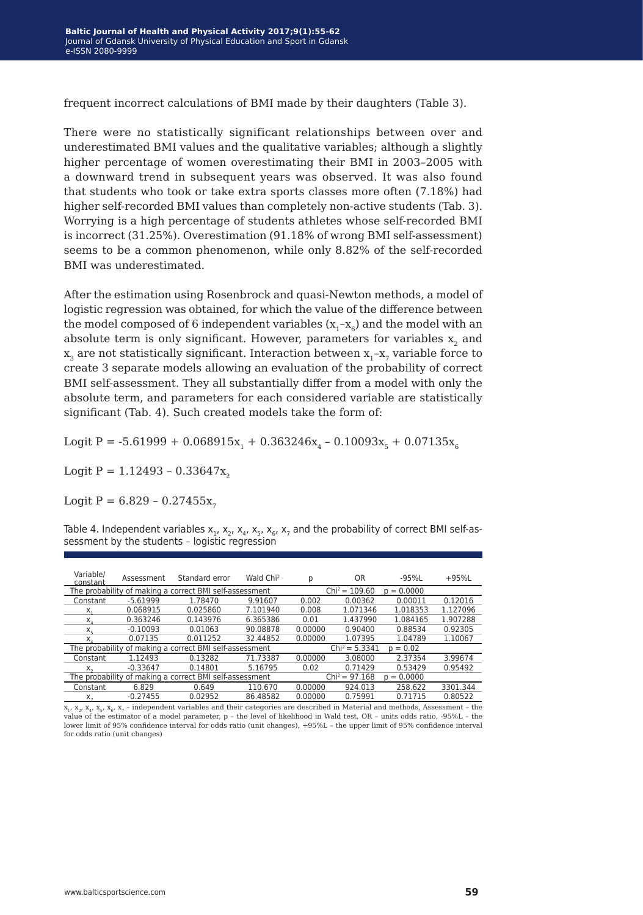frequent incorrect calculations of BMI made by their daughters (Table 3).

There were no statistically significant relationships between over and underestimated BMI values and the qualitative variables; although a slightly higher percentage of women overestimating their BMI in 2003–2005 with a downward trend in subsequent years was observed. It was also found that students who took or take extra sports classes more often (7.18%) had higher self-recorded BMI values than completely non-active students (Tab. 3). Worrying is a high percentage of students athletes whose self-recorded BMI is incorrect (31.25%). Overestimation (91.18% of wrong BMI self-assessment) seems to be a common phenomenon, while only 8.82% of the self-recorded BMI was underestimated.

After the estimation using Rosenbrock and quasi-Newton methods, a model of logistic regression was obtained, for which the value of the difference between the model composed of 6 independent variables ($x_1$–$x_6$) and the model with an absolute term is only significant. However, parameters for variables $x_2$ and $x_3$ are not statistically significant. Interaction between $x_1$–$x_7$ variable force to create 3 separate models allowing an evaluation of the probability of correct BMI self-assessment. They all substantially differ from a model with only the absolute term, and parameters for each considered variable are statistically significant (Tab. 4). Such created models take the form of:

$$\text{Logit P} = -5.61999 + 0.068915x_1 + 0.363246x_4 - 0.10093x_5 + 0.07135x_6$$

$$\text{Logit P} = 1.12493 - 0.33647x_2$$

$$\text{Logit P} = 6.829 - 0.27455x_7$$

Table 4. Independent variables $x_1$, $x_2$, $x_4$, $x_5$, $x_6$, $x_7$ and the probability of correct BMI self-assessment by the students – logistic regression

| Variable/ constant | Assessment | Standard error | Wald $Chi^2$ | p | OR | -95%L | +95%L |
|---|---|---|---|---|---|---|---|
| The probability of making a correct BMI self-assessment | | | | $Chi^2 = 109.60$ | | $p = 0.0000$ | |
| Constant | -5.61999 | 1.78470 | 9.91607 | 0.002 | 0.00362 | 0.00011 | 0.12016 |
| $x_1$ | 0.068915 | 0.025860 | 7.101940 | 0.008 | 1.071346 | 1.018353 | 1.127096 |
| $x_4$ | 0.363246 | 0.143976 | 6.365386 | 0.01 | 1.437990 | 1.084165 | 1.907288 |
| $x_5$ | -0.10093 | 0.01063 | 90.08878 | 0.00000 | 0.90400 | 0.88534 | 0.92305 |
| $x_6$ | 0.07135 | 0.011252 | 32.44852 | 0.00000 | 1.07395 | 1.04789 | 1.10067 |
| The probability of making a correct BMI self-assessment | | | | $Chi^2 = 5.3341$ | | $p = 0.02$ | |
| Constant | 1.12493 | 0.13282 | 71.73387 | 0.00000 | 3.08000 | 2.37354 | 3.99674 |
| $x_2$ | -0.33647 | 0.14801 | 5.16795 | 0.02 | 0.71429 | 0.53429 | 0.95492 |
| The probability of making a correct BMI self-assessment | | | | $Chi^2 = 97.168$ | | $p = 0.0000$ | |
| Constant | 6.829 | 0.649 | 110.670 | 0.00000 | 924.013 | 258.622 | 3301.344 |
| $x_7$ | -0.27455 | 0.02952 | 86.48582 | 0.00000 | 0.75991 | 0.71715 | 0.80522 |

$x_1$, $x_2$, $x_4$, $x_5$, $x_6$, $x_7$ – independent variables and their categories are described in Material and methods, Assessment – the value of the estimator of a model parameter, p – the level of likelihood in Wald test, OR – units odds ratio, -95%L – the lower limit of 95% confidence interval for odds ratio (unit changes), +95%L – the upper limit of 95% confidence interval for odds ratio (unit changes)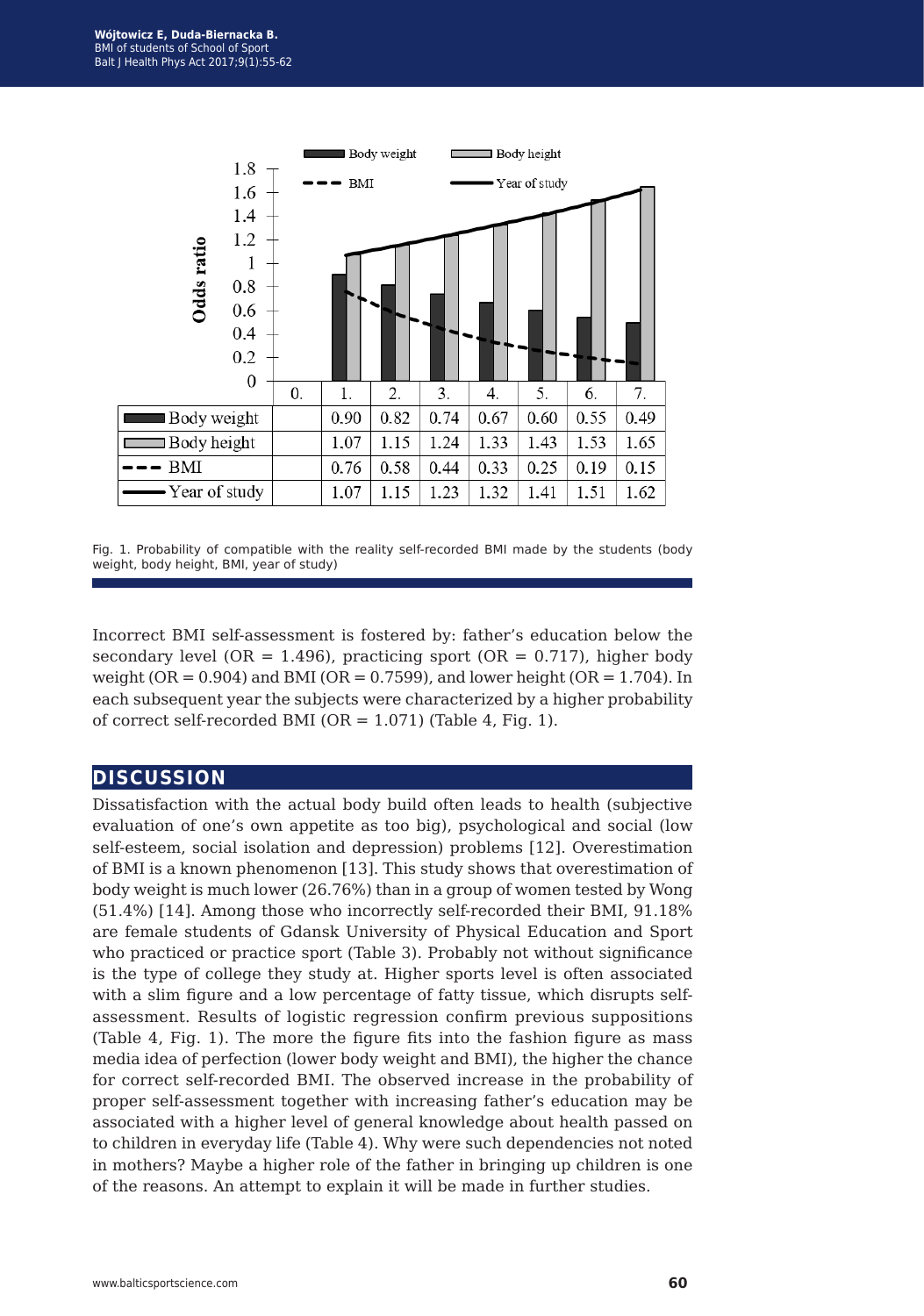| | 0. | 1. | 2. | 3. | 4. | 5. | 6. | 7. |
|---|---|---|---|---|---|---|---|---|
| Body weight | | 0.90 | 0.82 | 0.74 | 0.67 | 0.60 | 0.55 | 0.49 |
| Body height | | 1.07 | 1.15 | 1.24 | 1.33 | 1.43 | 1.53 | 1.65 |
| BMI | | 0.76 | 0.58 | 0.44 | 0.33 | 0.25 | 0.19 | 0.15 |
| Year of study | | 1.07 | 1.15 | 1.23 | 1.32 | 1.41 | 1.51 | 1.62 |

Fig. 1. Probability of compatible with the reality self-recorded BMI made by the students (body weight, body height, BMI, year of study)

Incorrect BMI self-assessment is fostered by: father's education below the secondary level (OR = 1.496), practicing sport (OR = 0.717), higher body weight (OR = 0.904) and BMI (OR = 0.7599), and lower height (OR = 1.704). In each subsequent year the subjects were characterized by a higher probability of correct self-recorded BMI (OR = 1.071) (Table 4, Fig. 1).

## DISCUSSION

Dissatisfaction with the actual body build often leads to health (subjective evaluation of one's own appetite as too big), psychological and social (low self-esteem, social isolation and depression) problems [12]. Overestimation of BMI is a known phenomenon [13]. This study shows that overestimation of body weight is much lower (26.76%) than in a group of women tested by Wong (51.4%) [14]. Among those who incorrectly self-recorded their BMI, 91.18% are female students of Gdansk University of Physical Education and Sport who practiced or practice sport (Table 3). Probably not without significance is the type of college they study at. Higher sports level is often associated with a slim figure and a low percentage of fatty tissue, which disrupts self-assessment. Results of logistic regression confirm previous suppositions (Table 4, Fig. 1). The more the figure fits into the fashion figure as mass media idea of perfection (lower body weight and BMI), the higher the chance for correct self-recorded BMI. The observed increase in the probability of proper self-assessment together with increasing father's education may be associated with a higher level of general knowledge about health passed on to children in everyday life (Table 4). Why were such dependencies not noted in mothers? Maybe a higher role of the father in bringing up children is one of the reasons. An attempt to explain it will be made in further studies.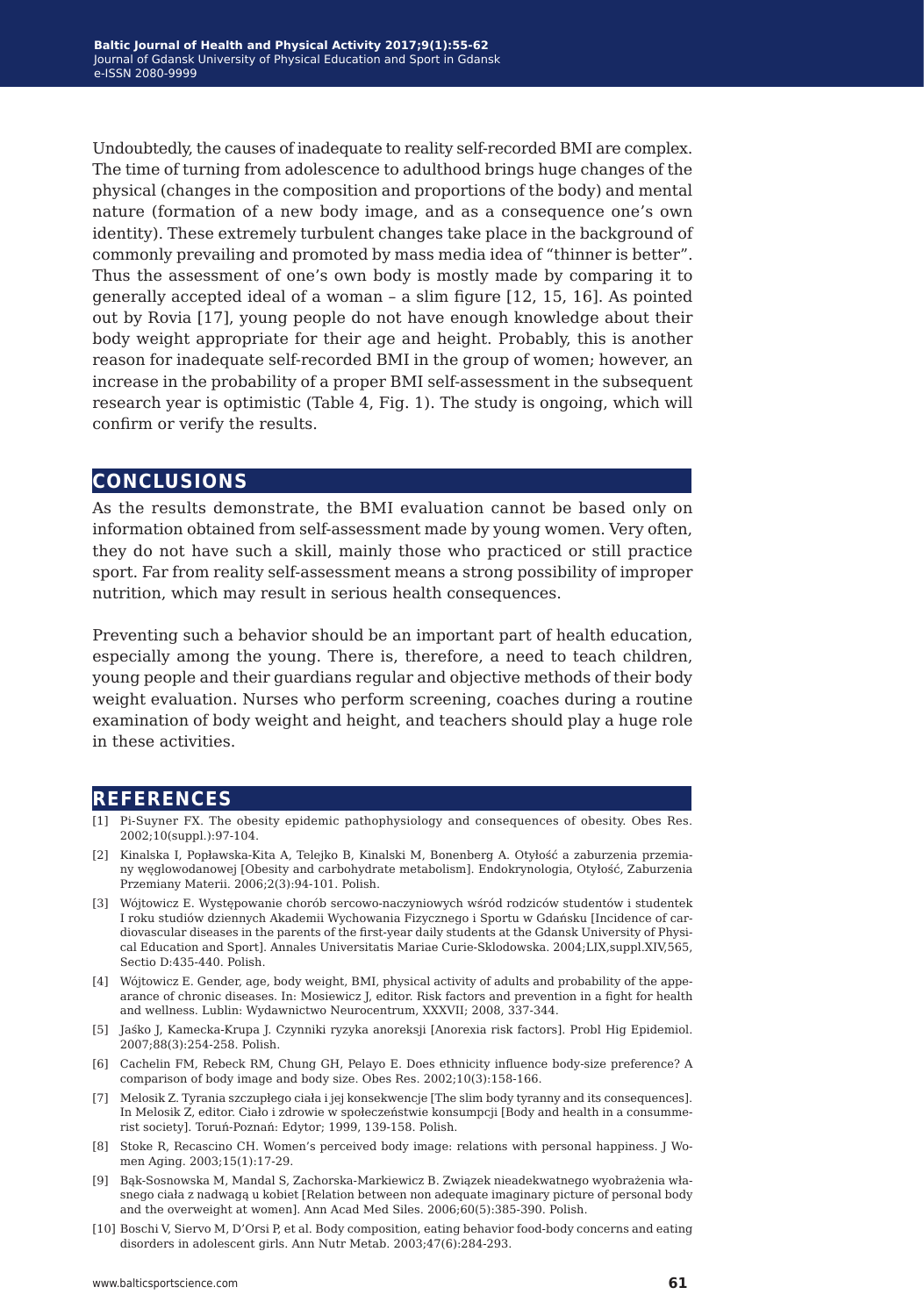Undoubtedly, the causes of inadequate to reality self-recorded BMI are complex. The time of turning from adolescence to adulthood brings huge changes of the physical (changes in the composition and proportions of the body) and mental nature (formation of a new body image, and as a consequence one's own identity). These extremely turbulent changes take place in the background of commonly prevailing and promoted by mass media idea of "thinner is better". Thus the assessment of one's own body is mostly made by comparing it to generally accepted ideal of a woman – a slim figure [12, 15, 16]. As pointed out by Rovia [17], young people do not have enough knowledge about their body weight appropriate for their age and height. Probably, this is another reason for inadequate self-recorded BMI in the group of women; however, an increase in the probability of a proper BMI self-assessment in the subsequent research year is optimistic (Table 4, Fig. 1). The study is ongoing, which will confirm or verify the results.

## CONCLUSIONS

As the results demonstrate, the BMI evaluation cannot be based only on information obtained from self-assessment made by young women. Very often, they do not have such a skill, mainly those who practiced or still practice sport. Far from reality self-assessment means a strong possibility of improper nutrition, which may result in serious health consequences.

Preventing such a behavior should be an important part of health education, especially among the young. There is, therefore, a need to teach children, young people and their guardians regular and objective methods of their body weight evaluation. Nurses who perform screening, coaches during a routine examination of body weight and height, and teachers should play a huge role in these activities.

## REFERENCES

[1] Pi-Suyner FX. The obesity epidemic pathophysiology and consequences of obesity. Obes Res. 2002;10(suppl.):97-104.

[2] Kinalska I, Popławska-Kita A, Telejko B, Kinalski M, Bonenberg A. Otyłość a zaburzenia przemiany węglowodanowej [Obesity and carbohydrate metabolism]. Endokrynologia, Otyłość, Zaburzenia Przemiany Materii. 2006;2(3):94-101. Polish.

[3] Wójtowicz E. Występowanie chorób sercowo-naczyniowych wśród rodziców studentów i studentek I roku studiów dziennych Akademii Wychowania Fizycznego i Sportu w Gdańsku [Incidence of cardiovascular diseases in the parents of the first-year daily students at the Gdansk University of Physical Education and Sport]. Annales Universitatis Mariae Curie-Sklodowska. 2004;LIX,suppl.XIV,565, Sectio D:435-440. Polish.

[4] Wójtowicz E. Gender, age, body weight, BMI, physical activity of adults and probability of the appearance of chronic diseases. In: Mosiewicz J, editor. Risk factors and prevention in a fight for health and wellness. Lublin: Wydawnictwo Neurocentrum, XXXVII; 2008, 337-344.

[5] Jaśko J, Kamecka-Krupa J. Czynniki ryzyka anoreksji [Anorexia risk factors]. Probl Hig Epidemiol. 2007;88(3):254-258. Polish.

[6] Cachelin FM, Rebeck RM, Chung GH, Pelayo E. Does ethnicity influence body-size preference? A comparison of body image and body size. Obes Res. 2002;10(3):158-166.

[7] Melosik Z. Tyrania szczupłego ciała i jej konsekwencje [The slim body tyranny and its consequences]. In Melosik Z, editor. Ciało i zdrowie w społeczeństwie konsumpcji [Body and health in a consummerist society]. Toruń-Poznań: Edytor; 1999, 139-158. Polish.

[8] Stoke R, Recascino CH. Women's perceived body image: relations with personal happiness. J Women Aging. 2003;15(1):17-29.

[9] Bąk-Sosnowska M, Mandal S, Zachorska-Markiewicz B. Związek nieadekwatnego wyobrażenia własnego ciała z nadwagą u kobiet [Relation between non adequate imaginary picture of personal body and the overweight at women]. Ann Acad Med Siles. 2006;60(5):385-390. Polish.

[10] Boschi V, Siervo M, D'Orsi P, et al. Body composition, eating behavior food-body concerns and eating disorders in adolescent girls. Ann Nutr Metab. 2003;47(6):284-293.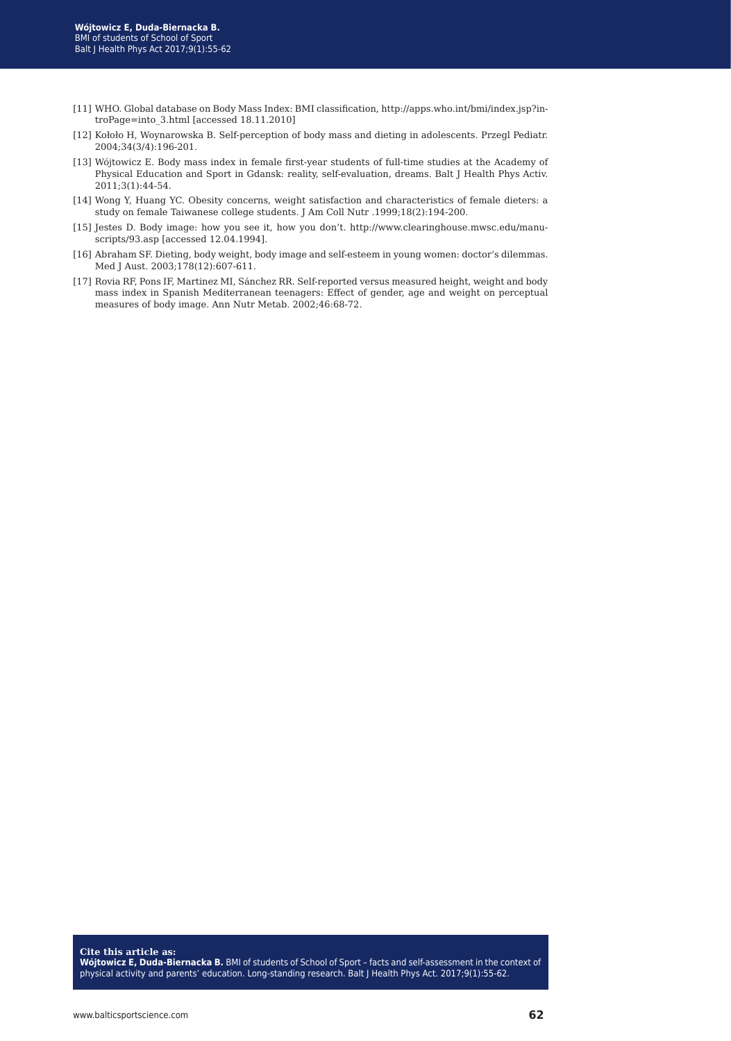[11] WHO. Global database on Body Mass Index: BMI classification, http://apps.who.int/bmi/index.jsp?introPage=into_3.html [accessed 18.11.2010]

[12] Kołoło H, Woynarowska B. Self-perception of body mass and dieting in adolescents. Przegl Pediatr. 2004;34(3/4):196-201.

[13] Wójtowicz E. Body mass index in female first-year students of full-time studies at the Academy of Physical Education and Sport in Gdansk: reality, self-evaluation, dreams. Balt J Health Phys Activ. 2011;3(1):44-54.

[14] Wong Y, Huang YC. Obesity concerns, weight satisfaction and characteristics of female dieters: a study on female Taiwanese college students. J Am Coll Nutr .1999;18(2):194-200.

[15] Jestes D. Body image: how you see it, how you don't. http://www.clearinghouse.mwsc.edu/manuscripts/93.asp [accessed 12.04.1994].

[16] Abraham SF. Dieting, body weight, body image and self-esteem in young women: doctor's dilemmas. Med J Aust. 2003;178(12):607-611.

[17] Rovia RF, Pons IF, Martinez MI, Sánchez RR. Self-reported versus measured height, weight and body mass index in Spanish Mediterranean teenagers: Effect of gender, age and weight on perceptual measures of body image. Ann Nutr Metab. 2002;46:68-72.

**Cite this article as:**
**Wójtowicz E, Duda-Biernacka B.** BMI of students of School of Sport – facts and self-assessment in the context of physical activity and parents' education. Long-standing research. Balt J Health Phys Act. 2017;9(1):55-62.